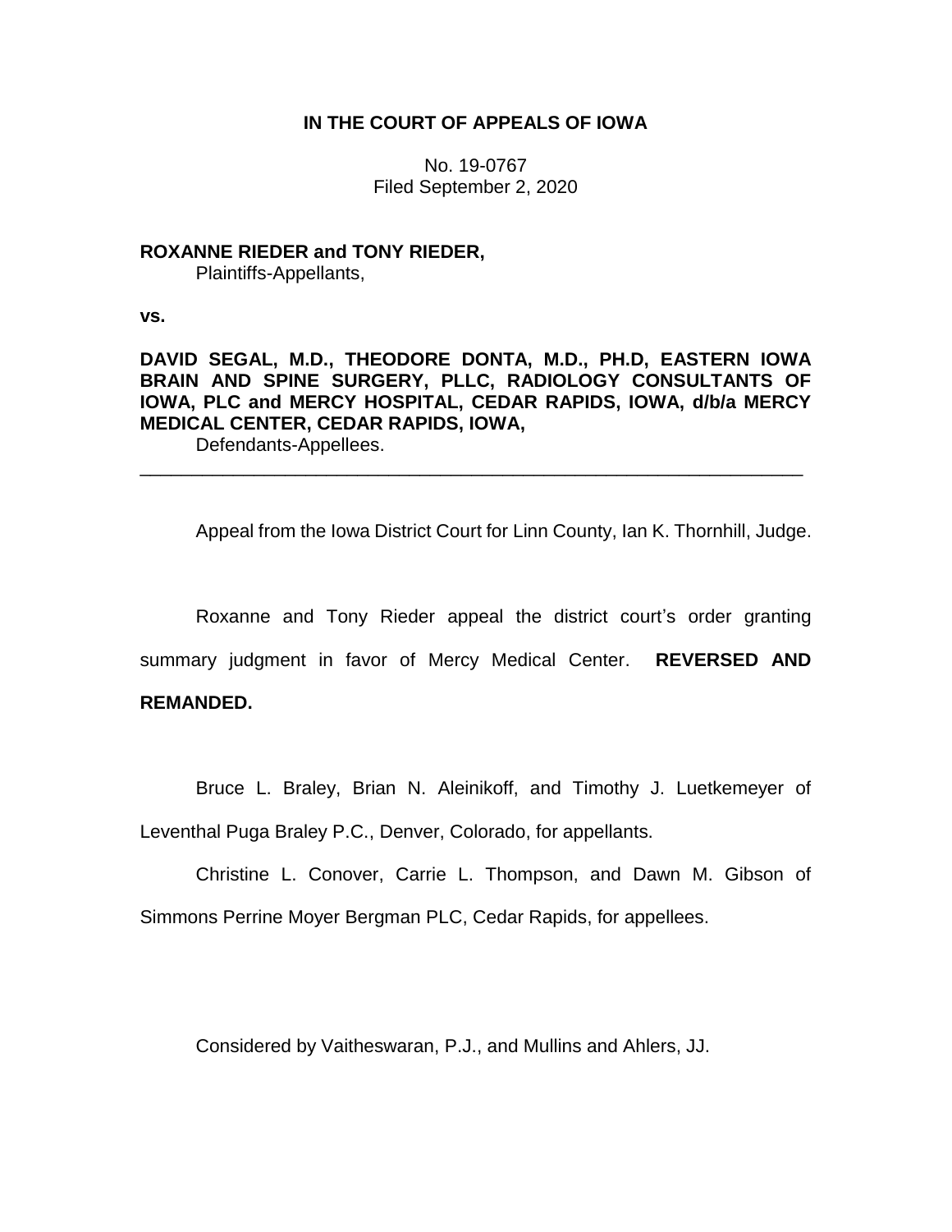**IN THE COURT OF APPEALS OF IOWA**

No. 19-0767
Filed September 2, 2020

**ROXANNE RIEDER and TONY RIEDER,**
Plaintiffs-Appellants,

**vs.**

**DAVID SEGAL, M.D., THEODORE DONTA, M.D., PH.D, EASTERN IOWA BRAIN AND SPINE SURGERY, PLLC, RADIOLOGY CONSULTANTS OF IOWA, PLC and MERCY HOSPITAL, CEDAR RAPIDS, IOWA, d/b/a MERCY MEDICAL CENTER, CEDAR RAPIDS, IOWA,**
Defendants-Appellees.

---

Appeal from the Iowa District Court for Linn County, Ian K. Thornhill, Judge.

Roxanne and Tony Rieder appeal the district court's order granting summary judgment in favor of Mercy Medical Center. **REVERSED AND REMANDED.**

Bruce L. Braley, Brian N. Aleinikoff, and Timothy J. Luetkemeyer of Leventhal Puga Braley P.C., Denver, Colorado, for appellants.

Christine L. Conover, Carrie L. Thompson, and Dawn M. Gibson of Simmons Perrine Moyer Bergman PLC, Cedar Rapids, for appellees.

Considered by Vaitheswaran, P.J., and Mullins and Ahlers, JJ.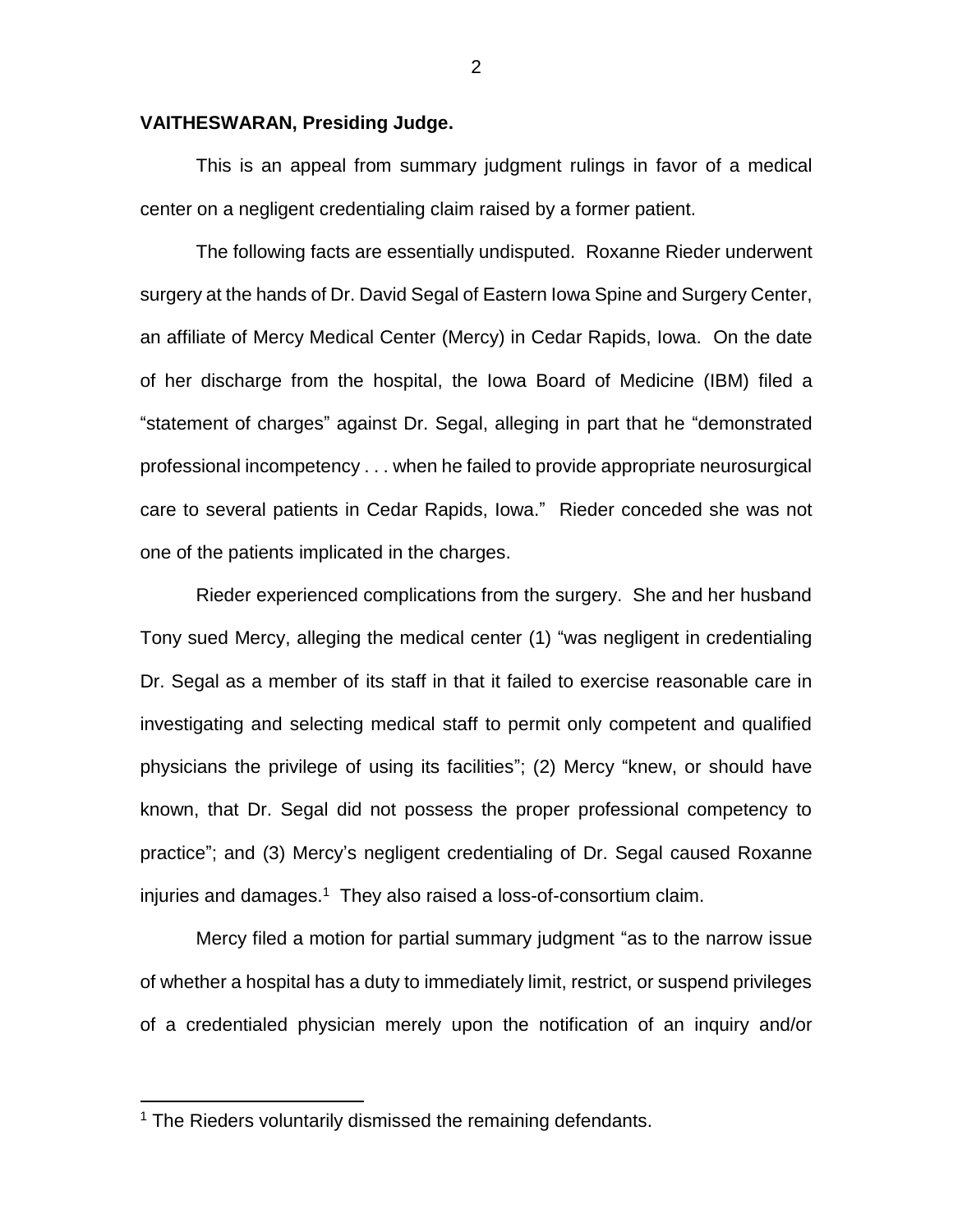**VAITHESWARAN, Presiding Judge.**

This is an appeal from summary judgment rulings in favor of a medical center on a negligent credentialing claim raised by a former patient.

The following facts are essentially undisputed. Roxanne Rieder underwent surgery at the hands of Dr. David Segal of Eastern Iowa Spine and Surgery Center, an affiliate of Mercy Medical Center (Mercy) in Cedar Rapids, Iowa. On the date of her discharge from the hospital, the Iowa Board of Medicine (IBM) filed a "statement of charges" against Dr. Segal, alleging in part that he "demonstrated professional incompetency . . . when he failed to provide appropriate neurosurgical care to several patients in Cedar Rapids, Iowa." Rieder conceded she was not one of the patients implicated in the charges.

Rieder experienced complications from the surgery. She and her husband Tony sued Mercy, alleging the medical center (1) "was negligent in credentialing Dr. Segal as a member of its staff in that it failed to exercise reasonable care in investigating and selecting medical staff to permit only competent and qualified physicians the privilege of using its facilities"; (2) Mercy "knew, or should have known, that Dr. Segal did not possess the proper professional competency to practice"; and (3) Mercy's negligent credentialing of Dr. Segal caused Roxanne injuries and damages.[1] They also raised a loss-of-consortium claim.

Mercy filed a motion for partial summary judgment "as to the narrow issue of whether a hospital has a duty to immediately limit, restrict, or suspend privileges of a credentialed physician merely upon the notification of an inquiry and/or

[1] The Rieders voluntarily dismissed the remaining defendants.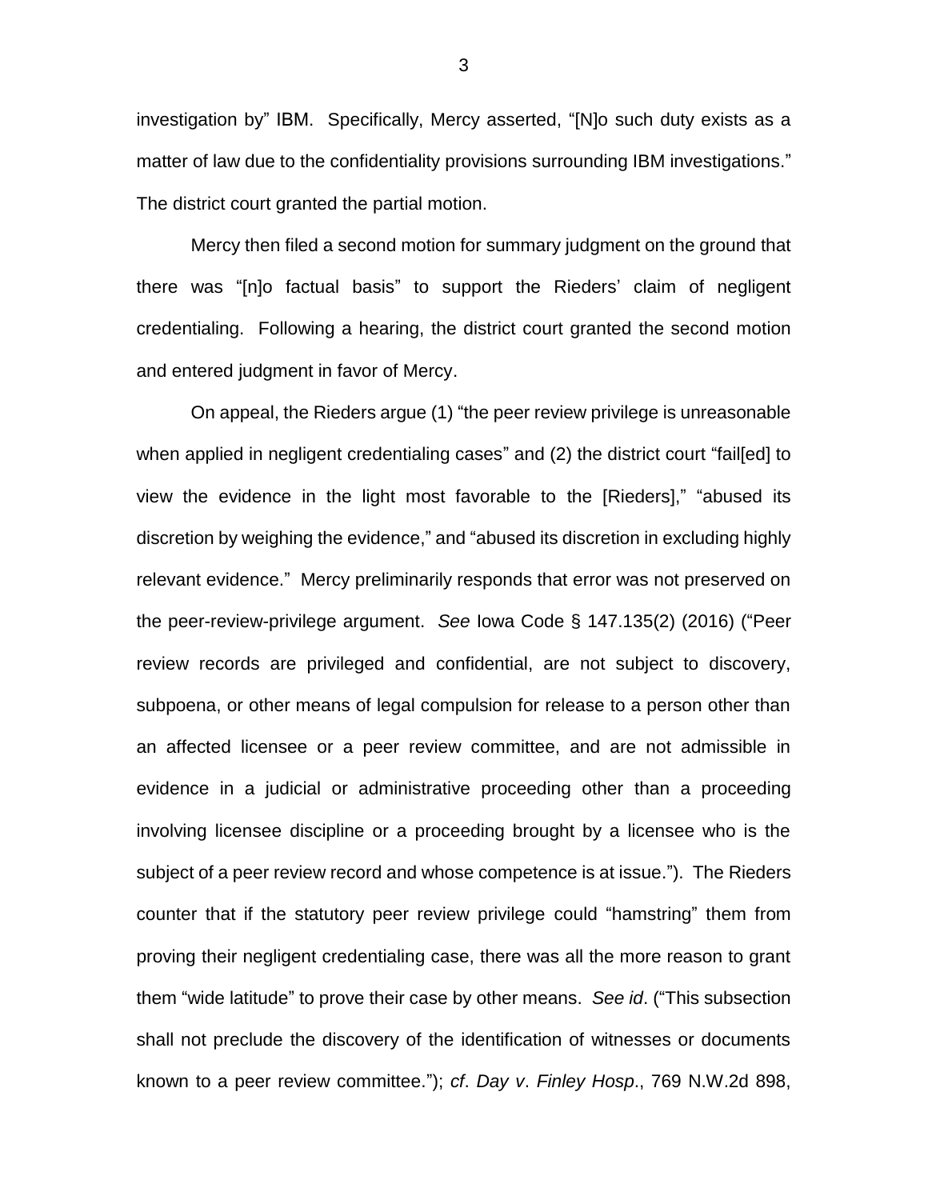investigation by" IBM. Specifically, Mercy asserted, "[N]o such duty exists as a matter of law due to the confidentiality provisions surrounding IBM investigations." The district court granted the partial motion.

Mercy then filed a second motion for summary judgment on the ground that there was "[n]o factual basis" to support the Rieders' claim of negligent credentialing. Following a hearing, the district court granted the second motion and entered judgment in favor of Mercy.

On appeal, the Rieders argue (1) "the peer review privilege is unreasonable when applied in negligent credentialing cases" and (2) the district court "fail[ed] to view the evidence in the light most favorable to the [Rieders]," "abused its discretion by weighing the evidence," and "abused its discretion in excluding highly relevant evidence." Mercy preliminarily responds that error was not preserved on the peer-review-privilege argument. *See* Iowa Code § 147.135(2) (2016) ("Peer review records are privileged and confidential, are not subject to discovery, subpoena, or other means of legal compulsion for release to a person other than an affected licensee or a peer review committee, and are not admissible in evidence in a judicial or administrative proceeding other than a proceeding involving licensee discipline or a proceeding brought by a licensee who is the subject of a peer review record and whose competence is at issue."). The Rieders counter that if the statutory peer review privilege could "hamstring" them from proving their negligent credentialing case, there was all the more reason to grant them "wide latitude" to prove their case by other means. *See id*. ("This subsection shall not preclude the discovery of the identification of witnesses or documents known to a peer review committee."); *cf*. *Day v*. *Finley Hosp*., 769 N.W.2d 898,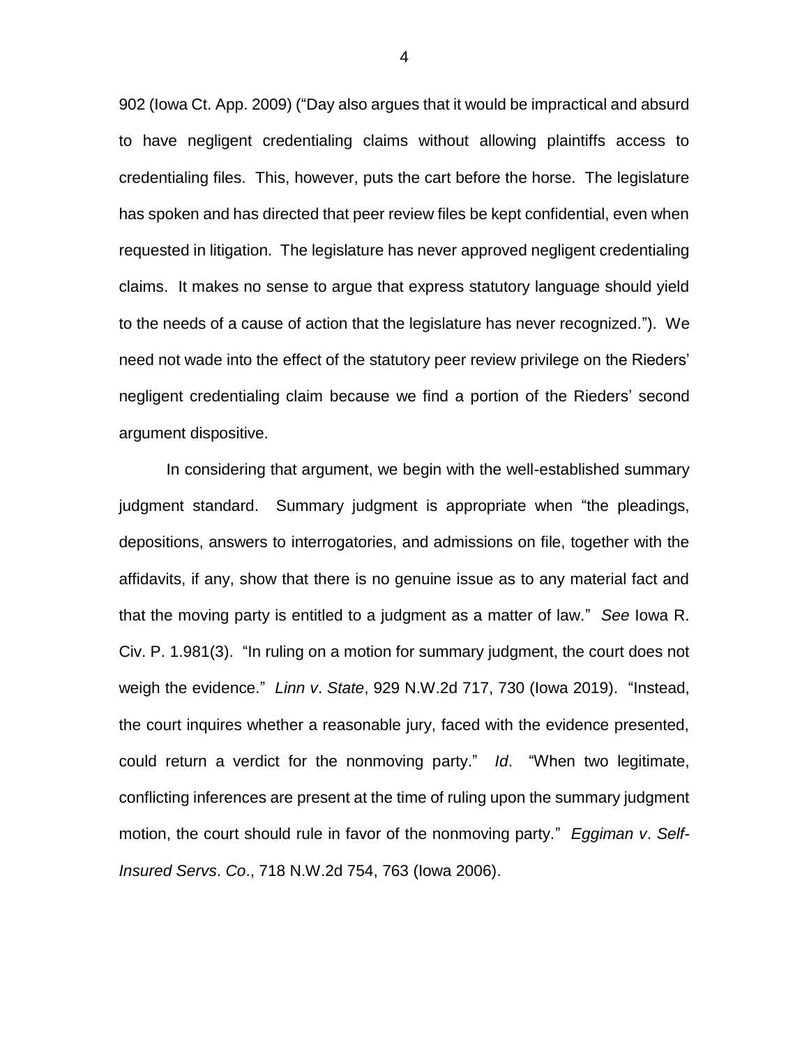902 (Iowa Ct. App. 2009) ("Day also argues that it would be impractical and absurd to have negligent credentialing claims without allowing plaintiffs access to credentialing files. This, however, puts the cart before the horse. The legislature has spoken and has directed that peer review files be kept confidential, even when requested in litigation. The legislature has never approved negligent credentialing claims. It makes no sense to argue that express statutory language should yield to the needs of a cause of action that the legislature has never recognized."). We need not wade into the effect of the statutory peer review privilege on the Rieders' negligent credentialing claim because we find a portion of the Rieders' second argument dispositive.

In considering that argument, we begin with the well-established summary judgment standard. Summary judgment is appropriate when "the pleadings, depositions, answers to interrogatories, and admissions on file, together with the affidavits, if any, show that there is no genuine issue as to any material fact and that the moving party is entitled to a judgment as a matter of law." *See* Iowa R. Civ. P. 1.981(3). "In ruling on a motion for summary judgment, the court does not weigh the evidence." *Linn v. State*, 929 N.W.2d 717, 730 (Iowa 2019). "Instead, the court inquires whether a reasonable jury, faced with the evidence presented, could return a verdict for the nonmoving party." *Id*. "When two legitimate, conflicting inferences are present at the time of ruling upon the summary judgment motion, the court should rule in favor of the nonmoving party." *Eggiman v. Self-Insured Servs. Co.*, 718 N.W.2d 754, 763 (Iowa 2006).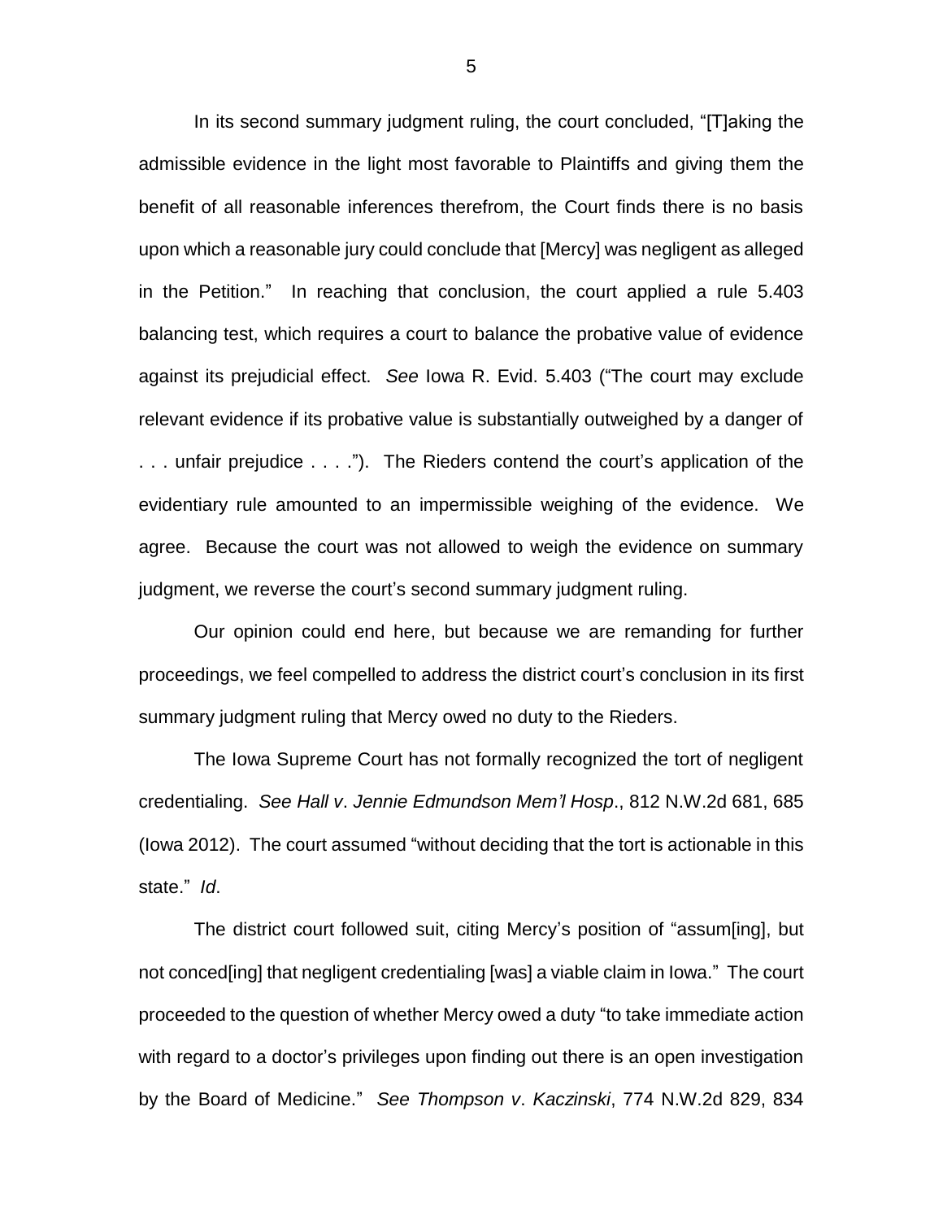In its second summary judgment ruling, the court concluded, "[T]aking the admissible evidence in the light most favorable to Plaintiffs and giving them the benefit of all reasonable inferences therefrom, the Court finds there is no basis upon which a reasonable jury could conclude that [Mercy] was negligent as alleged in the Petition." In reaching that conclusion, the court applied a rule 5.403 balancing test, which requires a court to balance the probative value of evidence against its prejudicial effect. *See* Iowa R. Evid. 5.403 ("The court may exclude relevant evidence if its probative value is substantially outweighed by a danger of . . . unfair prejudice . . . ."). The Rieders contend the court's application of the evidentiary rule amounted to an impermissible weighing of the evidence. We agree. Because the court was not allowed to weigh the evidence on summary judgment, we reverse the court's second summary judgment ruling.

Our opinion could end here, but because we are remanding for further proceedings, we feel compelled to address the district court's conclusion in its first summary judgment ruling that Mercy owed no duty to the Rieders.

The Iowa Supreme Court has not formally recognized the tort of negligent credentialing. *See Hall v. Jennie Edmundson Mem'l Hosp.*, 812 N.W.2d 681, 685 (Iowa 2012). The court assumed "without deciding that the tort is actionable in this state." *Id*.

The district court followed suit, citing Mercy's position of "assum[ing], but not conced[ing] that negligent credentialing [was] a viable claim in Iowa." The court proceeded to the question of whether Mercy owed a duty "to take immediate action with regard to a doctor's privileges upon finding out there is an open investigation by the Board of Medicine." *See Thompson v. Kaczinski*, 774 N.W.2d 829, 834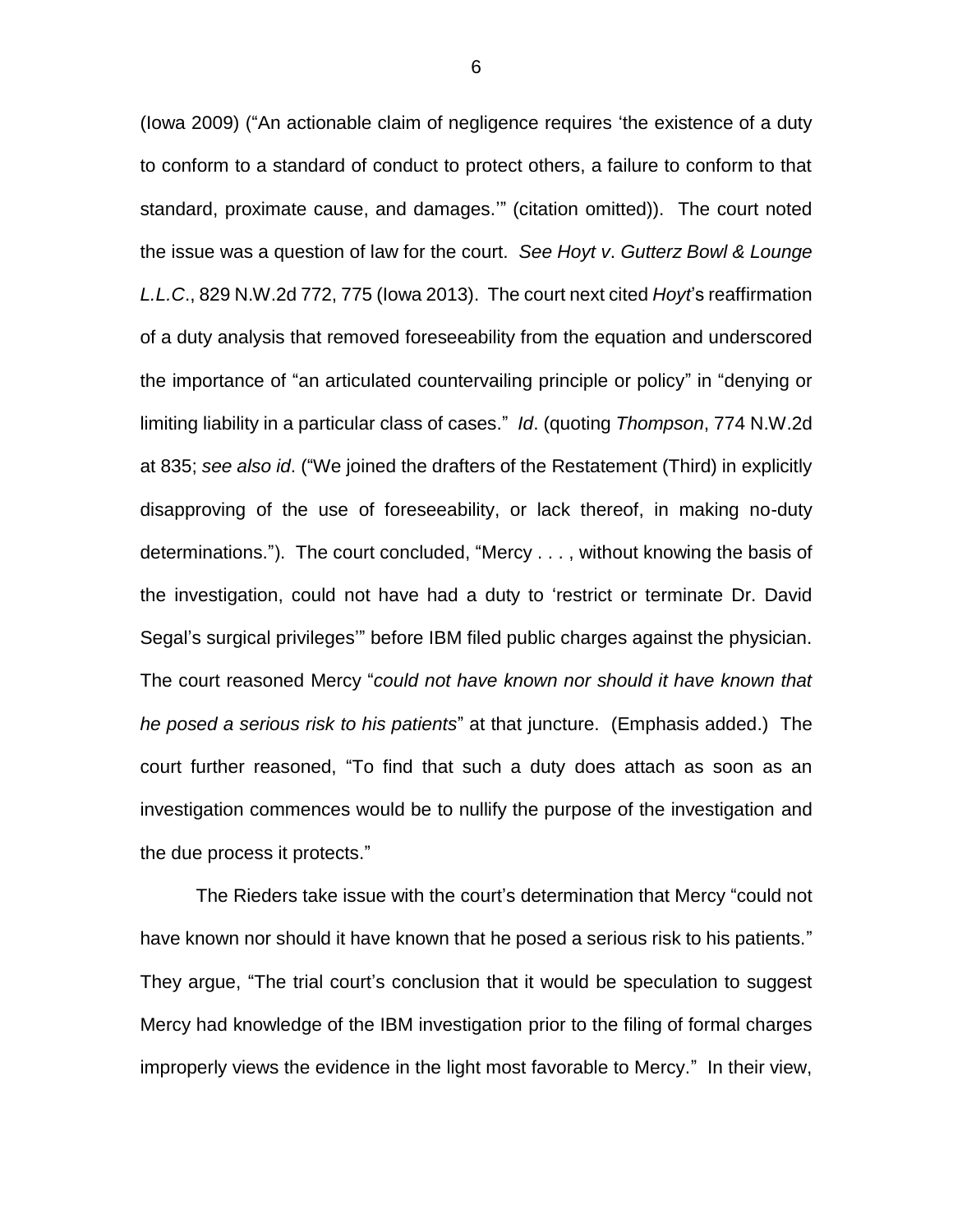(Iowa 2009) ("An actionable claim of negligence requires 'the existence of a duty to conform to a standard of conduct to protect others, a failure to conform to that standard, proximate cause, and damages.'" (citation omitted)). The court noted the issue was a question of law for the court. *See Hoyt v. Gutterz Bowl & Lounge L.L.C.*, 829 N.W.2d 772, 775 (Iowa 2013). The court next cited *Hoyt*'s reaffirmation of a duty analysis that removed foreseeability from the equation and underscored the importance of "an articulated countervailing principle or policy" in "denying or limiting liability in a particular class of cases." *Id*. (quoting *Thompson*, 774 N.W.2d at 835; *see also id*. ("We joined the drafters of the Restatement (Third) in explicitly disapproving of the use of foreseeability, or lack thereof, in making no-duty determinations."). The court concluded, "Mercy . . . , without knowing the basis of the investigation, could not have had a duty to 'restrict or terminate Dr. David Segal's surgical privileges'" before IBM filed public charges against the physician. The court reasoned Mercy "*could not have known nor should it have known that he posed a serious risk to his patients*" at that juncture. (Emphasis added.) The court further reasoned, "To find that such a duty does attach as soon as an investigation commences would be to nullify the purpose of the investigation and the due process it protects."

The Rieders take issue with the court's determination that Mercy "could not have known nor should it have known that he posed a serious risk to his patients." They argue, "The trial court's conclusion that it would be speculation to suggest Mercy had knowledge of the IBM investigation prior to the filing of formal charges improperly views the evidence in the light most favorable to Mercy." In their view,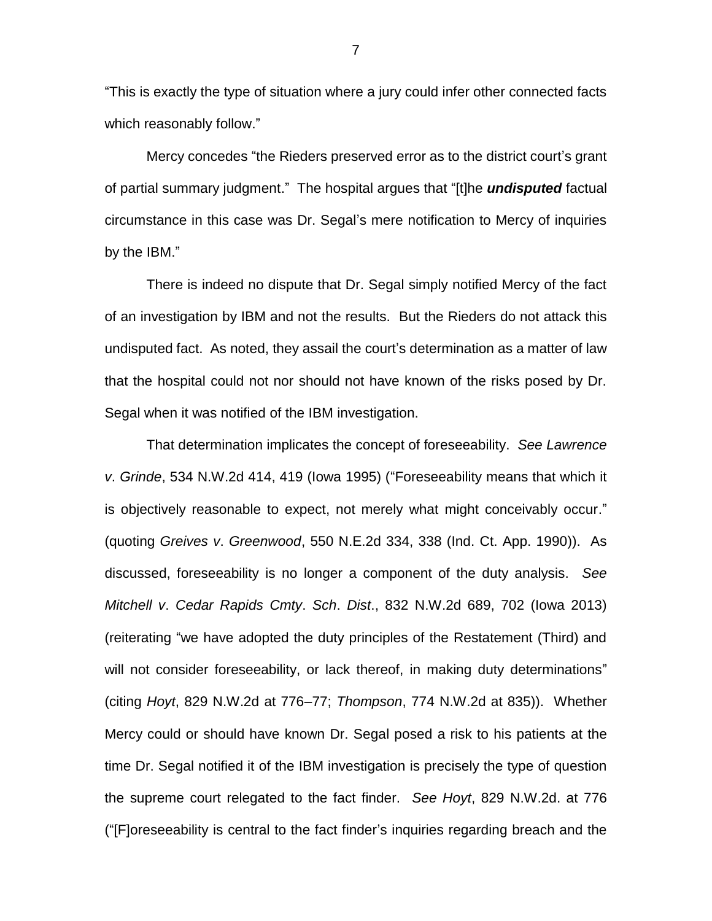"This is exactly the type of situation where a jury could infer other connected facts which reasonably follow."

Mercy concedes "the Rieders preserved error as to the district court's grant of partial summary judgment." The hospital argues that "[t]he ***undisputed*** factual circumstance in this case was Dr. Segal's mere notification to Mercy of inquiries by the IBM."

There is indeed no dispute that Dr. Segal simply notified Mercy of the fact of an investigation by IBM and not the results. But the Rieders do not attack this undisputed fact. As noted, they assail the court's determination as a matter of law that the hospital could not nor should not have known of the risks posed by Dr. Segal when it was notified of the IBM investigation.

That determination implicates the concept of foreseeability. *See Lawrence v. Grinde*, 534 N.W.2d 414, 419 (Iowa 1995) ("Foreseeability means that which it is objectively reasonable to expect, not merely what might conceivably occur." (quoting *Greives v. Greenwood*, 550 N.E.2d 334, 338 (Ind. Ct. App. 1990)). As discussed, foreseeability is no longer a component of the duty analysis. *See Mitchell v. Cedar Rapids Cmty. Sch. Dist.*, 832 N.W.2d 689, 702 (Iowa 2013) (reiterating "we have adopted the duty principles of the Restatement (Third) and will not consider foreseeability, or lack thereof, in making duty determinations" (citing *Hoyt*, 829 N.W.2d at 776–77; *Thompson*, 774 N.W.2d at 835)). Whether Mercy could or should have known Dr. Segal posed a risk to his patients at the time Dr. Segal notified it of the IBM investigation is precisely the type of question the supreme court relegated to the fact finder. *See Hoyt*, 829 N.W.2d. at 776 ("[F]oreseeability is central to the fact finder's inquiries regarding breach and the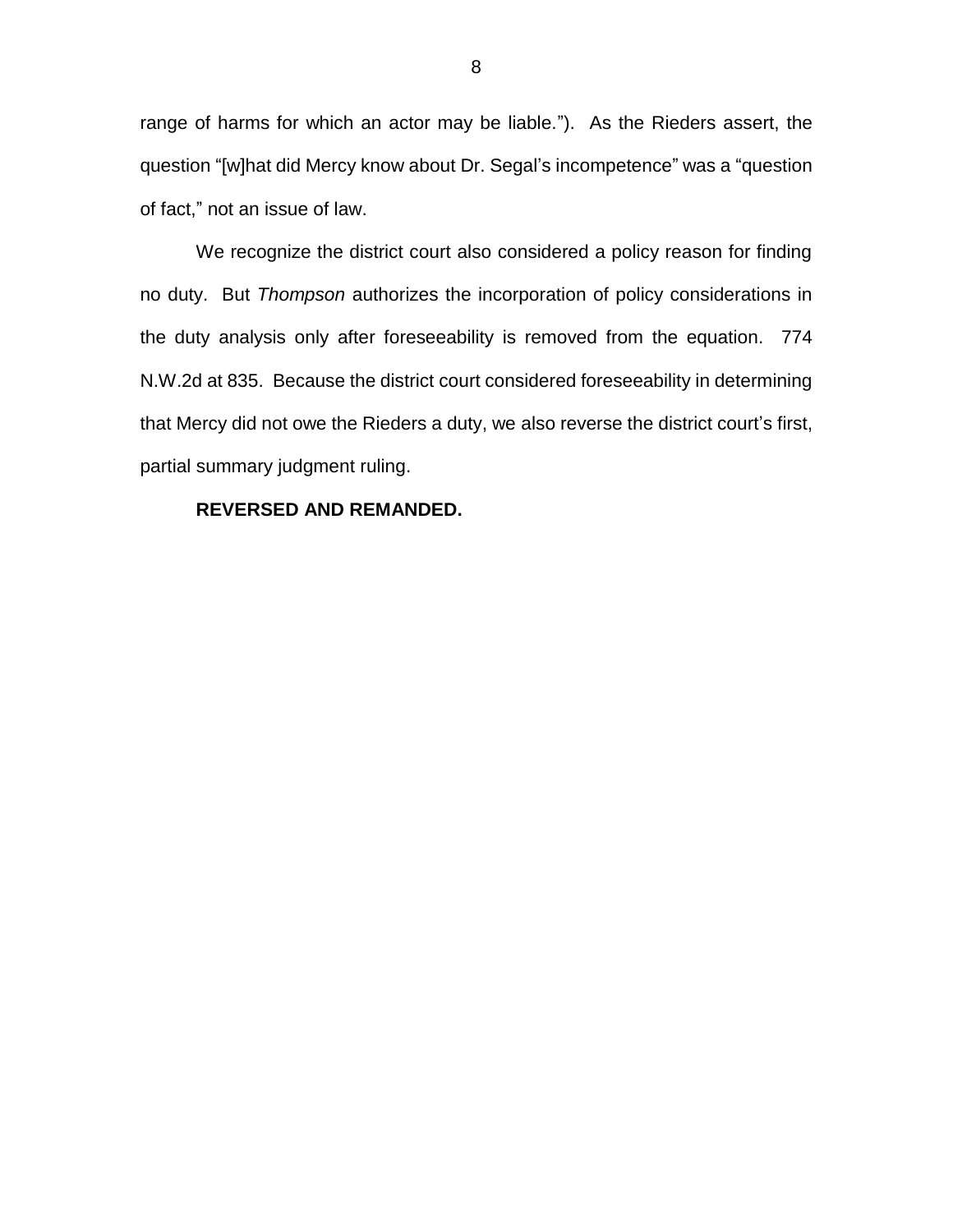range of harms for which an actor may be liable."). As the Rieders assert, the question "[w]hat did Mercy know about Dr. Segal's incompetence" was a "question of fact," not an issue of law.

We recognize the district court also considered a policy reason for finding no duty. But *Thompson* authorizes the incorporation of policy considerations in the duty analysis only after foreseeability is removed from the equation. 774 N.W.2d at 835. Because the district court considered foreseeability in determining that Mercy did not owe the Rieders a duty, we also reverse the district court's first, partial summary judgment ruling.

**REVERSED AND REMANDED.**